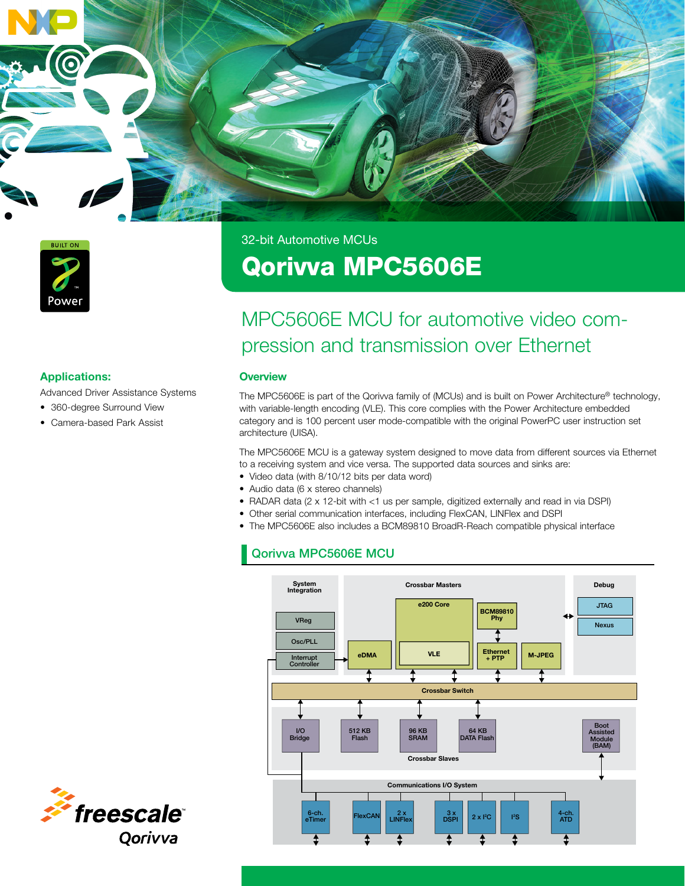32-bit Automotive MCUs

# Qorivva MPC5606E

## MPC5606E MCU for automotive video compression and transmission over Ethernet

### Applications:

Advanced Driver Assistance Systems

- 360-degree Surround View
- Camera-based Park Assist

### Overview

The MPC5606E is part of the Qorivva family of (MCUs) and is built on Power Architecture® technology, with variable-length encoding (VLE). This core complies with the Power Architecture embedded category and is 100 percent user mode-compatible with the original PowerPC user instruction set architecture (UISA).

The MPC5606E MCU is a gateway system designed to move data from different sources via Ethernet to a receiving system and vice versa. The supported data sources and sinks are:

- Video data (with 8/10/12 bits per data word)
- Audio data (6 x stereo channels)
- RADAR data (2 x 12-bit with <1 us per sample, digitized externally and read in via DSPI)
- Other serial communication interfaces, including FlexCAN, LINFlex and DSPI
- The MPC5606E also includes a BCM89810 BroadR-Reach compatible physical interface

### Qorivva MPC5606E MCU

System Integration: VReg, Osc/PLL, Interrupt Controller

Crossbar Masters: e200 Core, VLE, eDMA, BCM89810 Phy, Ethernet + PTP, M-JPEG

Debug: JTAG, Nexus

Crossbar Switch

Crossbar Slaves: I/O Bridge, 512 KB Flash, 96 KB SRAM, 64 KB DATA Flash, Boot Assisted Module (BAM)

Communications I/O System: 6-ch. eTimer, FlexCAN, 2 x LINFlex, 3 x DSPI, 2 x I²C, I²S, 4-ch. ATD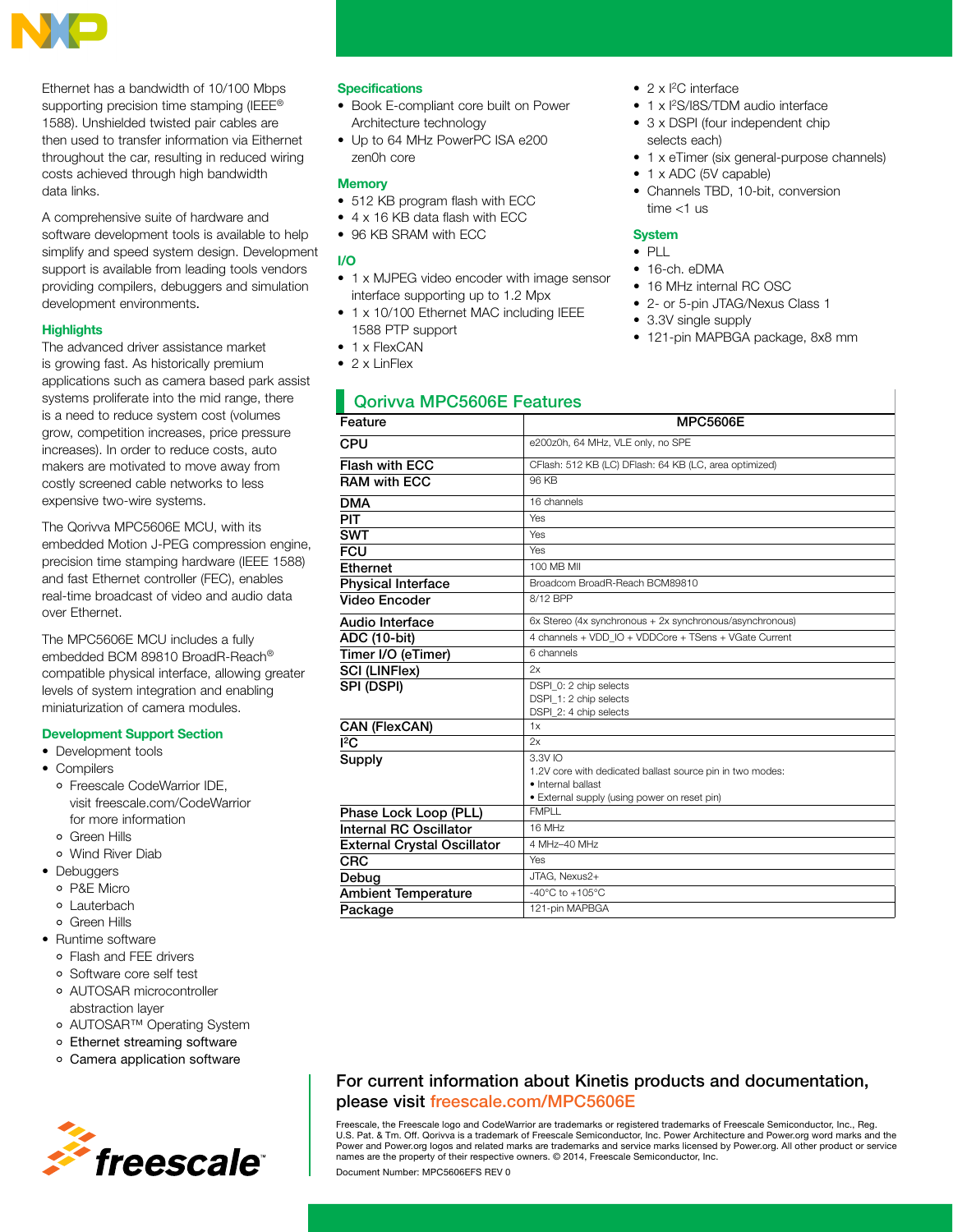Ethernet has a bandwidth of 10/100 Mbps supporting precision time stamping (IEEE® 1588). Unshielded twisted pair cables are then used to transfer information via Eithernet throughout the car, resulting in reduced wiring costs achieved through high bandwidth data links.

A comprehensive suite of hardware and software development tools is available to help simplify and speed system design. Development support is available from leading tools vendors providing compilers, debuggers and simulation development environments.

### Highlights

The advanced driver assistance market is growing fast. As historically premium applications such as camera based park assist systems proliferate into the mid range, there is a need to reduce system cost (volumes grow, competition increases, price pressure increases). In order to reduce costs, auto makers are motivated to move away from costly screened cable networks to less expensive two-wire systems.

The Qorivva MPC5606E MCU, with its embedded Motion J-PEG compression engine, precision time stamping hardware (IEEE 1588) and fast Ethernet controller (FEC), enables real-time broadcast of video and audio data over Ethernet.

The MPC5606E MCU includes a fully embedded BCM 89810 BroadR-Reach® compatible physical interface, allowing greater levels of system integration and enabling miniaturization of camera modules.

### Development Support Section

- Development tools
- Compilers
  - Freescale CodeWarrior IDE, visit freescale.com/CodeWarrior for more information
  - Green Hills
  - Wind River Diab
- Debuggers
  - P&E Micro
  - Lauterbach
  - Green Hills
- Runtime software
  - Flash and FEE drivers
  - Software core self test
  - AUTOSAR microcontroller abstraction layer
  - AUTOSAR™ Operating System
  - Ethernet streaming software
  - Camera application software

### Specifications

- Book E-compliant core built on Power Architecture technology
- Up to 64 MHz PowerPC ISA e200 zen0h core

### Memory

- 512 KB program flash with ECC
- 4 x 16 KB data flash with ECC
- 96 KB SRAM with ECC

### I/O

- 1 x MJPEG video encoder with image sensor interface supporting up to 1.2 Mpx
- 1 x 10/100 Ethernet MAC including IEEE 1588 PTP support
- 1 x FlexCAN
- 2 x LinFlex
- 2 x I²C interface
- 1 x I²S/I8S/TDM audio interface
- 3 x DSPI (four independent chip selects each)
- 1 x eTimer (six general-purpose channels)
- 1 x ADC (5V capable)
- Channels TBD, 10-bit, conversion time <1 us

### System

- PLL
- 16-ch. eDMA
- 16 MHz internal RC OSC
- 2- or 5-pin JTAG/Nexus Class 1
- 3.3V single supply
- 121-pin MAPBGA package, 8x8 mm

## Qorivva MPC5606E Features

| Feature | MPC5606E |
|---|---|
| CPU | e200z0h, 64 MHz, VLE only, no SPE |
| Flash with ECC | CFlash: 512 KB (LC) DFlash: 64 KB (LC, area optimized) |
| RAM with ECC | 96 KB |
| DMA | 16 channels |
| PIT | Yes |
| SWT | Yes |
| FCU | Yes |
| Ethernet | 100 MB MII |
| Physical Interface | Broadcom BroadR-Reach BCM89810 |
| Video Encoder | 8/12 BPP |
| Audio Interface | 6x Stereo (4x synchronous + 2x synchronous/asynchronous) |
| ADC (10-bit) | 4 channels + VDD_IO + VDDCore + TSens + VGate Current |
| Timer I/O (eTimer) | 6 channels |
| SCI (LINFlex) | 2x |
| SPI (DSPI) | DSPI_0: 2 chip selects<br>DSPI_1: 2 chip selects<br>DSPI_2: 4 chip selects |
| CAN (FlexCAN) | 1x |
| I²C | 2x |
| Supply | 3.3V IO<br>1.2V core with dedicated ballast source pin in two modes:<br>• Internal ballast<br>• External supply (using power on reset pin) |
| Phase Lock Loop (PLL) | FMPLL |
| Internal RC Oscillator | 16 MHz |
| External Crystal Oscillator | 4 MHz–40 MHz |
| CRC | Yes |
| Debug | JTAG, Nexus2+ |
| Ambient Temperature | -40°C to +105°C |
| Package | 121-pin MAPBGA |

**For current information about Kinetis products and documentation, please visit freescale.com/MPC5606E**

Freescale, the Freescale logo and CodeWarrior are trademarks or registered trademarks of Freescale Semiconductor, Inc., Reg. U.S. Pat. & Tm. Off. Qorivva is a trademark of Freescale Semiconductor, Inc. Power Architecture and Power.org word marks and the Power and Power.org logos and related marks are trademarks and service marks licensed by Power.org. All other product or service names are the property of their respective owners. © 2014, Freescale Semiconductor, Inc.

Document Number: MPC5606EFS REV 0